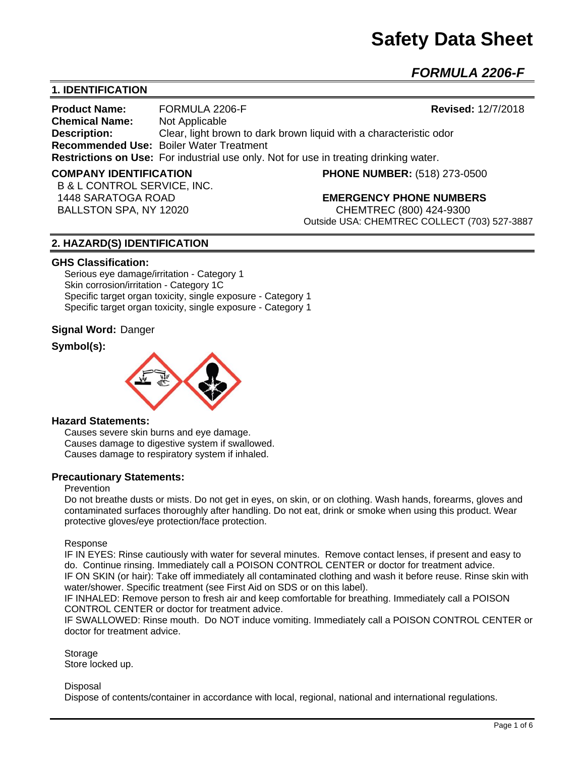# Safety Data Sheet

## *FORMULA 2206-F*

## 1. IDENTIFICATION

**Product Name:** FORMULA 2206-F **Revised:** 12/7/2018
**Chemical Name:** Not Applicable
**Description:** Clear, light brown to dark brown liquid with a characteristic odor
**Recommended Use:** Boiler Water Treatment
**Restrictions on Use:** For industrial use only. Not for use in treating drinking water.

**COMPANY IDENTIFICATION**
B & L CONTROL SERVICE, INC.
1448 SARATOGA ROAD
BALLSTON SPA, NY 12020

**PHONE NUMBER:** (518) 273-0500

**EMERGENCY PHONE NUMBERS**
CHEMTREC (800) 424-9300
Outside USA: CHEMTREC COLLECT (703) 527-3887

## 2. HAZARD(S) IDENTIFICATION

### GHS Classification:

Serious eye damage/irritation - Category 1
Skin corrosion/irritation - Category 1C
Specific target organ toxicity, single exposure - Category 1
Specific target organ toxicity, single exposure - Category 1

**Signal Word:** Danger

**Symbol(s):**

### Hazard Statements:

Causes severe skin burns and eye damage.
Causes damage to digestive system if swallowed.
Causes damage to respiratory system if inhaled.

### Precautionary Statements:

Prevention

Do not breathe dusts or mists. Do not get in eyes, on skin, or on clothing. Wash hands, forearms, gloves and contaminated surfaces thoroughly after handling. Do not eat, drink or smoke when using this product. Wear protective gloves/eye protection/face protection.

Response

IF IN EYES: Rinse cautiously with water for several minutes. Remove contact lenses, if present and easy to do. Continue rinsing. Immediately call a POISON CONTROL CENTER or doctor for treatment advice.
IF ON SKIN (or hair): Take off immediately all contaminated clothing and wash it before reuse. Rinse skin with water/shower. Specific treatment (see First Aid on SDS or on this label).
IF INHALED: Remove person to fresh air and keep comfortable for breathing. Immediately call a POISON CONTROL CENTER or doctor for treatment advice.
IF SWALLOWED: Rinse mouth. Do NOT induce vomiting. Immediately call a POISON CONTROL CENTER or doctor for treatment advice.

Storage

Store locked up.

Disposal

Dispose of contents/container in accordance with local, regional, national and international regulations.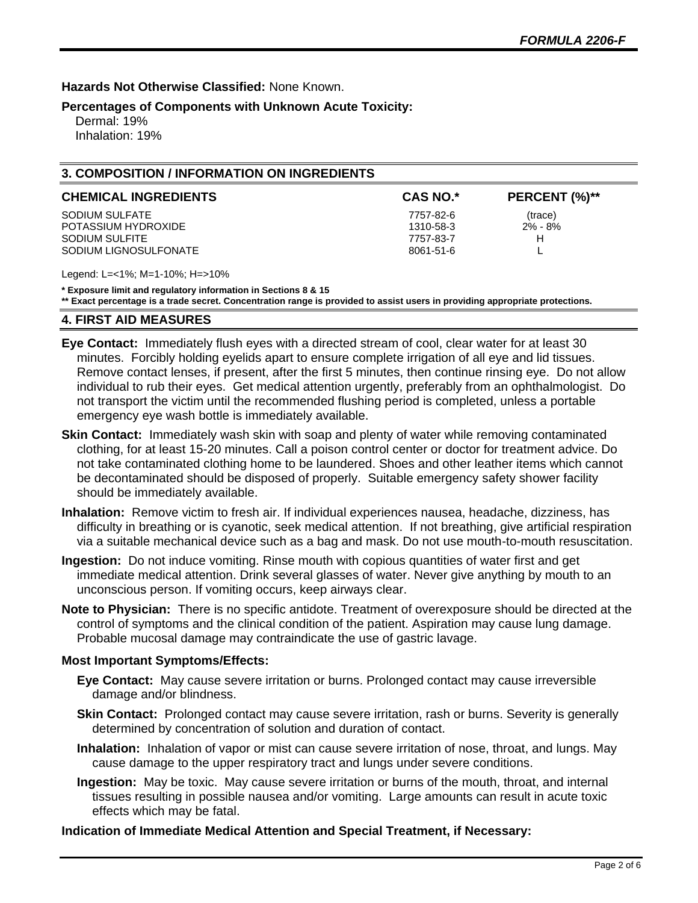**Hazards Not Otherwise Classified:** None Known.

**Percentages of Components with Unknown Acute Toxicity:**
Dermal: 19%
Inhalation: 19%

## 3. COMPOSITION / INFORMATION ON INGREDIENTS

| CHEMICAL INGREDIENTS | CAS NO.* | PERCENT (%)** |
|---|---|---|
| SODIUM SULFATE | 7757-82-6 | (trace) |
| POTASSIUM HYDROXIDE | 1310-58-3 | 2% - 8% |
| SODIUM SULFITE | 7757-83-7 | H |
| SODIUM LIGNOSULFONATE | 8061-51-6 | L |

Legend: L=<1%; M=1-10%; H=>10%

**\* Exposure limit and regulatory information in Sections 8 & 15**
**\*\* Exact percentage is a trade secret. Concentration range is provided to assist users in providing appropriate protections.**

## 4. FIRST AID MEASURES

**Eye Contact:** Immediately flush eyes with a directed stream of cool, clear water for at least 30 minutes. Forcibly holding eyelids apart to ensure complete irrigation of all eye and lid tissues. Remove contact lenses, if present, after the first 5 minutes, then continue rinsing eye. Do not allow individual to rub their eyes. Get medical attention urgently, preferably from an ophthalmologist. Do not transport the victim until the recommended flushing period is completed, unless a portable emergency eye wash bottle is immediately available.

**Skin Contact:** Immediately wash skin with soap and plenty of water while removing contaminated clothing, for at least 15-20 minutes. Call a poison control center or doctor for treatment advice. Do not take contaminated clothing home to be laundered. Shoes and other leather items which cannot be decontaminated should be disposed of properly. Suitable emergency safety shower facility should be immediately available.

**Inhalation:** Remove victim to fresh air. If individual experiences nausea, headache, dizziness, has difficulty in breathing or is cyanotic, seek medical attention. If not breathing, give artificial respiration via a suitable mechanical device such as a bag and mask. Do not use mouth-to-mouth resuscitation.

**Ingestion:** Do not induce vomiting. Rinse mouth with copious quantities of water first and get immediate medical attention. Drink several glasses of water. Never give anything by mouth to an unconscious person. If vomiting occurs, keep airways clear.

**Note to Physician:** There is no specific antidote. Treatment of overexposure should be directed at the control of symptoms and the clinical condition of the patient. Aspiration may cause lung damage. Probable mucosal damage may contraindicate the use of gastric lavage.

**Most Important Symptoms/Effects:**

**Eye Contact:** May cause severe irritation or burns. Prolonged contact may cause irreversible damage and/or blindness.

**Skin Contact:** Prolonged contact may cause severe irritation, rash or burns. Severity is generally determined by concentration of solution and duration of contact.

**Inhalation:** Inhalation of vapor or mist can cause severe irritation of nose, throat, and lungs. May cause damage to the upper respiratory tract and lungs under severe conditions.

**Ingestion:** May be toxic. May cause severe irritation or burns of the mouth, throat, and internal tissues resulting in possible nausea and/or vomiting. Large amounts can result in acute toxic effects which may be fatal.

**Indication of Immediate Medical Attention and Special Treatment, if Necessary:**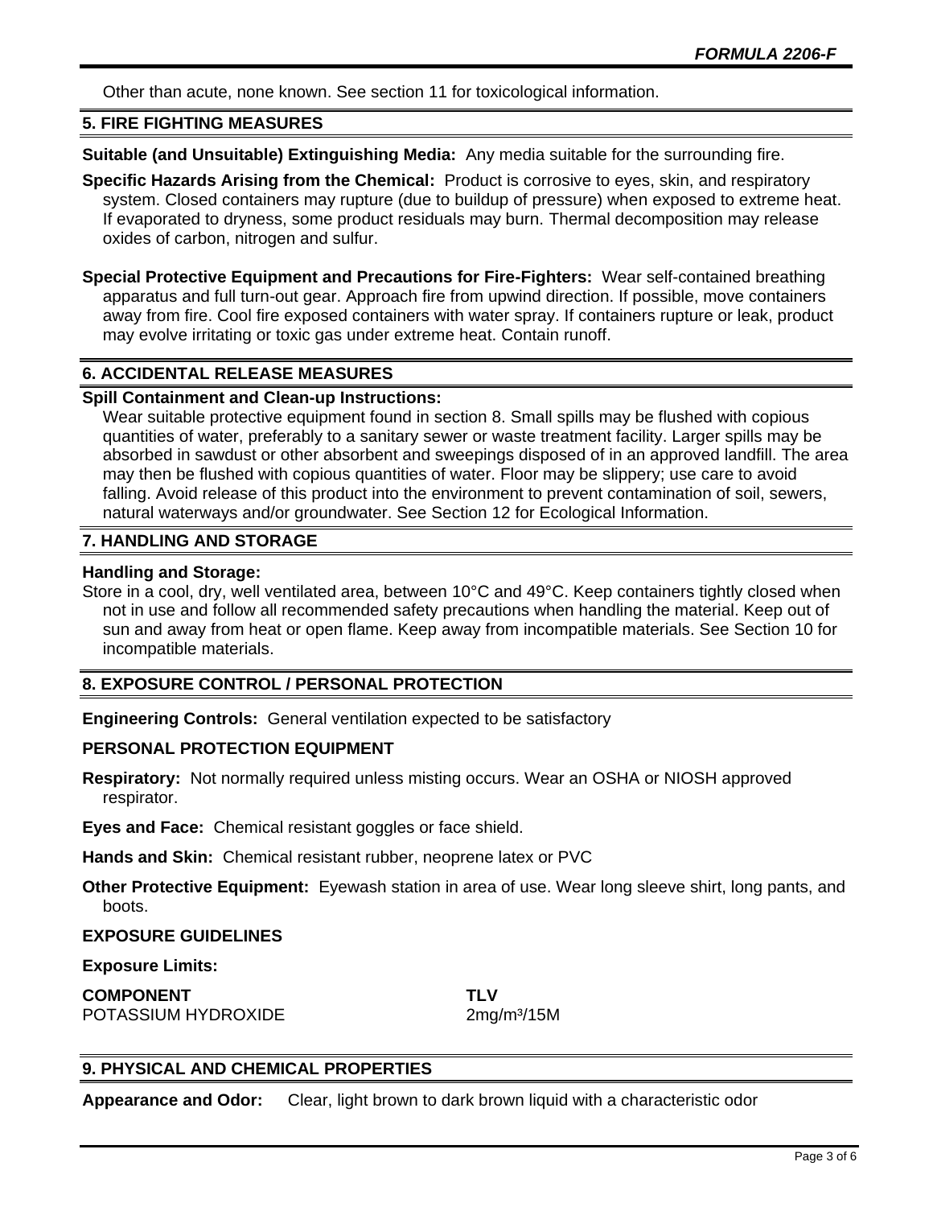Other than acute, none known. See section 11 for toxicological information.

## 5. FIRE FIGHTING MEASURES

**Suitable (and Unsuitable) Extinguishing Media:** Any media suitable for the surrounding fire.

**Specific Hazards Arising from the Chemical:** Product is corrosive to eyes, skin, and respiratory system. Closed containers may rupture (due to buildup of pressure) when exposed to extreme heat. If evaporated to dryness, some product residuals may burn. Thermal decomposition may release oxides of carbon, nitrogen and sulfur.

**Special Protective Equipment and Precautions for Fire-Fighters:** Wear self-contained breathing apparatus and full turn-out gear. Approach fire from upwind direction. If possible, move containers away from fire. Cool fire exposed containers with water spray. If containers rupture or leak, product may evolve irritating or toxic gas under extreme heat. Contain runoff.

## 6. ACCIDENTAL RELEASE MEASURES

**Spill Containment and Clean-up Instructions:**

Wear suitable protective equipment found in section 8. Small spills may be flushed with copious quantities of water, preferably to a sanitary sewer or waste treatment facility. Larger spills may be absorbed in sawdust or other absorbent and sweepings disposed of in an approved landfill. The area may then be flushed with copious quantities of water. Floor may be slippery; use care to avoid falling. Avoid release of this product into the environment to prevent contamination of soil, sewers, natural waterways and/or groundwater. See Section 12 for Ecological Information.

## 7. HANDLING AND STORAGE

**Handling and Storage:**

Store in a cool, dry, well ventilated area, between 10°C and 49°C. Keep containers tightly closed when not in use and follow all recommended safety precautions when handling the material. Keep out of sun and away from heat or open flame. Keep away from incompatible materials. See Section 10 for incompatible materials.

## 8. EXPOSURE CONTROL / PERSONAL PROTECTION

**Engineering Controls:** General ventilation expected to be satisfactory

**PERSONAL PROTECTION EQUIPMENT**

**Respiratory:** Not normally required unless misting occurs. Wear an OSHA or NIOSH approved respirator.

**Eyes and Face:** Chemical resistant goggles or face shield.

**Hands and Skin:** Chemical resistant rubber, neoprene latex or PVC

**Other Protective Equipment:** Eyewash station in area of use. Wear long sleeve shirt, long pants, and boots.

**EXPOSURE GUIDELINES**

**Exposure Limits:**

| COMPONENT | TLV |
| --- | --- |
| POTASSIUM HYDROXIDE | 2mg/m³/15M |

## 9. PHYSICAL AND CHEMICAL PROPERTIES

**Appearance and Odor:** Clear, light brown to dark brown liquid with a characteristic odor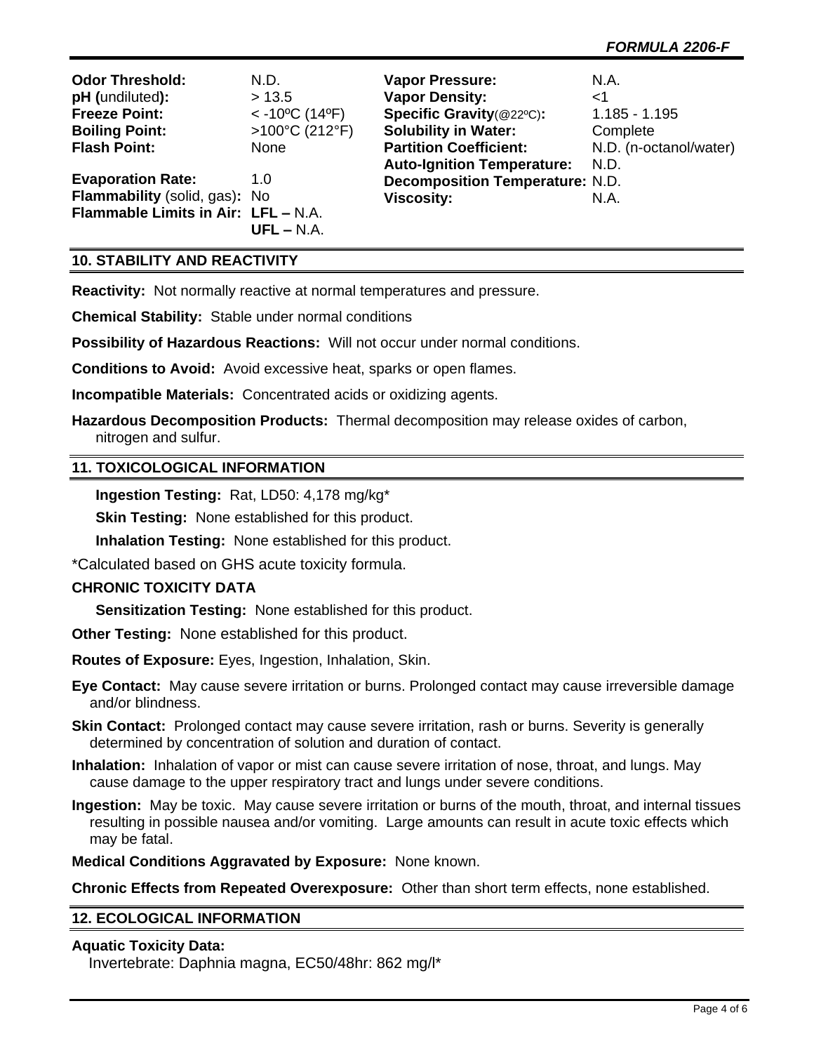| | | | |
|---|---|---|---|
| **Odor Threshold:** | N.D. | **Vapor Pressure:** | N.A. |
| **pH (**undiluted**):** | > 13.5 | **Vapor Density:** | <1 |
| **Freeze Point:** | < -10ºC (14ºF) | **Specific Gravity**(@22ºC)**:** | 1.185 - 1.195 |
| **Boiling Point:** | >100°C (212°F) | **Solubility in Water:** | Complete |
| **Flash Point:** | None | **Partition Coefficient:** | N.D. (n-octanol/water) |
| | | **Auto-Ignition Temperature:** | N.D. |
| **Evaporation Rate:** | 1.0 | **Decomposition Temperature:** | N.D. |
| **Flammability** (solid, gas)**:** | No | **Viscosity:** | N.A. |
| **Flammable Limits in Air:** | **LFL –** N.A. **UFL –** N.A. | | |

## 10. STABILITY AND REACTIVITY

**Reactivity:** Not normally reactive at normal temperatures and pressure.

**Chemical Stability:** Stable under normal conditions

**Possibility of Hazardous Reactions:** Will not occur under normal conditions.

**Conditions to Avoid:** Avoid excessive heat, sparks or open flames.

**Incompatible Materials:** Concentrated acids or oxidizing agents.

**Hazardous Decomposition Products:** Thermal decomposition may release oxides of carbon, nitrogen and sulfur.

## 11. TOXICOLOGICAL INFORMATION

**Ingestion Testing:** Rat, LD50: 4,178 mg/kg*

**Skin Testing:** None established for this product.

**Inhalation Testing:** None established for this product.

*Calculated based on GHS acute toxicity formula.

**CHRONIC TOXICITY DATA**

**Sensitization Testing:** None established for this product.

**Other Testing:** None established for this product.

**Routes of Exposure:** Eyes, Ingestion, Inhalation, Skin.

**Eye Contact:** May cause severe irritation or burns. Prolonged contact may cause irreversible damage and/or blindness.

**Skin Contact:** Prolonged contact may cause severe irritation, rash or burns. Severity is generally determined by concentration of solution and duration of contact.

**Inhalation:** Inhalation of vapor or mist can cause severe irritation of nose, throat, and lungs. May cause damage to the upper respiratory tract and lungs under severe conditions.

**Ingestion:** May be toxic. May cause severe irritation or burns of the mouth, throat, and internal tissues resulting in possible nausea and/or vomiting. Large amounts can result in acute toxic effects which may be fatal.

**Medical Conditions Aggravated by Exposure:** None known.

**Chronic Effects from Repeated Overexposure:** Other than short term effects, none established.

## 12. ECOLOGICAL INFORMATION

**Aquatic Toxicity Data:**

Invertebrate: Daphnia magna, EC50/48hr: 862 mg/l*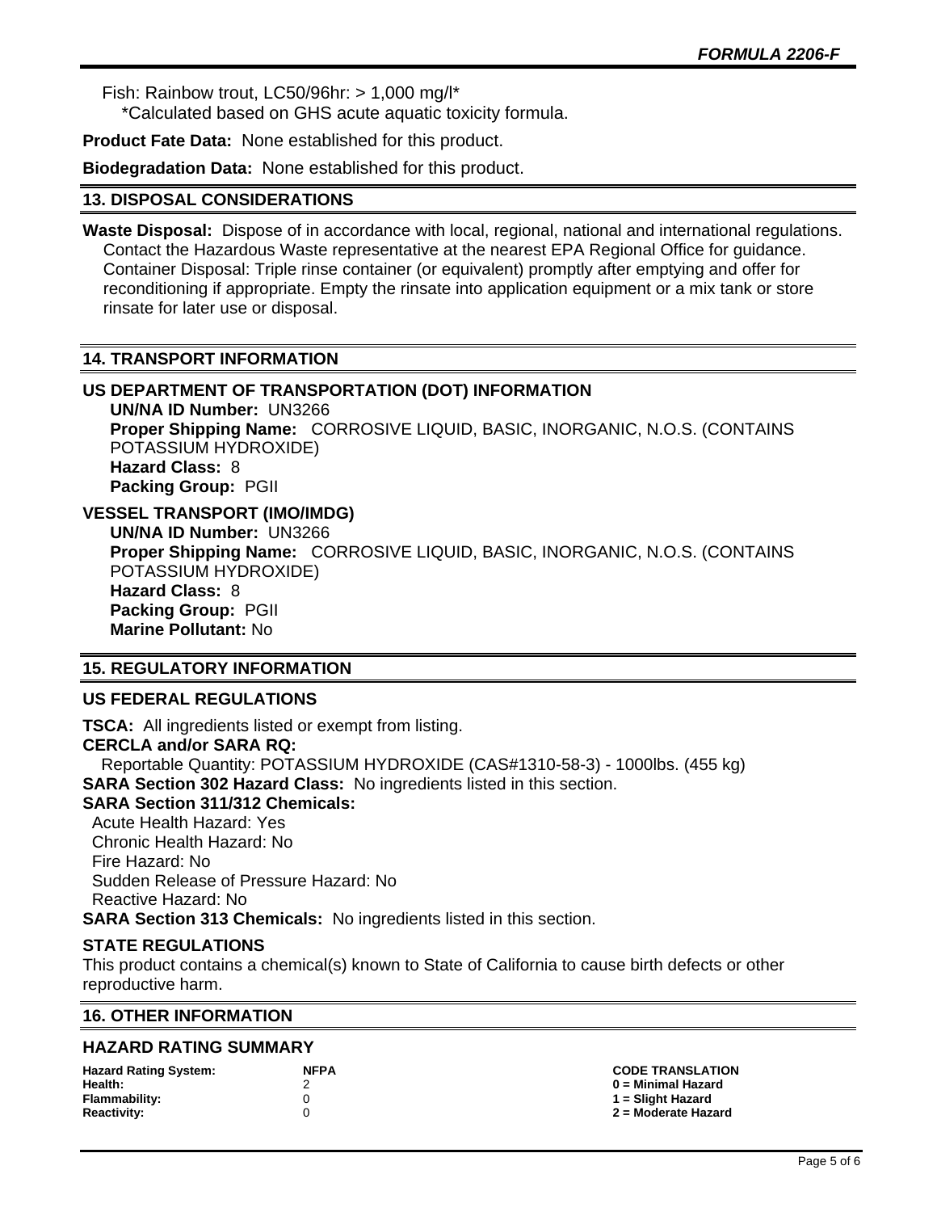Fish: Rainbow trout, LC50/96hr: > 1,000 mg/l*
*Calculated based on GHS acute aquatic toxicity formula.

**Product Fate Data:** None established for this product.

**Biodegradation Data:** None established for this product.

## 13. DISPOSAL CONSIDERATIONS

**Waste Disposal:** Dispose of in accordance with local, regional, national and international regulations. Contact the Hazardous Waste representative at the nearest EPA Regional Office for guidance. Container Disposal: Triple rinse container (or equivalent) promptly after emptying and offer for reconditioning if appropriate. Empty the rinsate into application equipment or a mix tank or store rinsate for later use or disposal.

## 14. TRANSPORT INFORMATION

### US DEPARTMENT OF TRANSPORTATION (DOT) INFORMATION

**UN/NA ID Number:** UN3266
**Proper Shipping Name:** CORROSIVE LIQUID, BASIC, INORGANIC, N.O.S. (CONTAINS POTASSIUM HYDROXIDE)
**Hazard Class:** 8
**Packing Group:** PGII

### VESSEL TRANSPORT (IMO/IMDG)

**UN/NA ID Number:** UN3266
**Proper Shipping Name:** CORROSIVE LIQUID, BASIC, INORGANIC, N.O.S. (CONTAINS POTASSIUM HYDROXIDE)
**Hazard Class:** 8
**Packing Group:** PGII
**Marine Pollutant:** No

## 15. REGULATORY INFORMATION

### US FEDERAL REGULATIONS

**TSCA:** All ingredients listed or exempt from listing.
**CERCLA and/or SARA RQ:**
Reportable Quantity: POTASSIUM HYDROXIDE (CAS#1310-58-3) - 1000lbs. (455 kg)
**SARA Section 302 Hazard Class:** No ingredients listed in this section.
**SARA Section 311/312 Chemicals:**
Acute Health Hazard: Yes
Chronic Health Hazard: No
Fire Hazard: No
Sudden Release of Pressure Hazard: No
Reactive Hazard: No
**SARA Section 313 Chemicals:** No ingredients listed in this section.

### STATE REGULATIONS

This product contains a chemical(s) known to State of California to cause birth defects or other reproductive harm.

## 16. OTHER INFORMATION

### HAZARD RATING SUMMARY

| Hazard Rating System: | NFPA | CODE TRANSLATION |
|---|---|---|
| Health: | 2 | 0 = Minimal Hazard |
| Flammability: | 0 | 1 = Slight Hazard |
| Reactivity: | 0 | 2 = Moderate Hazard |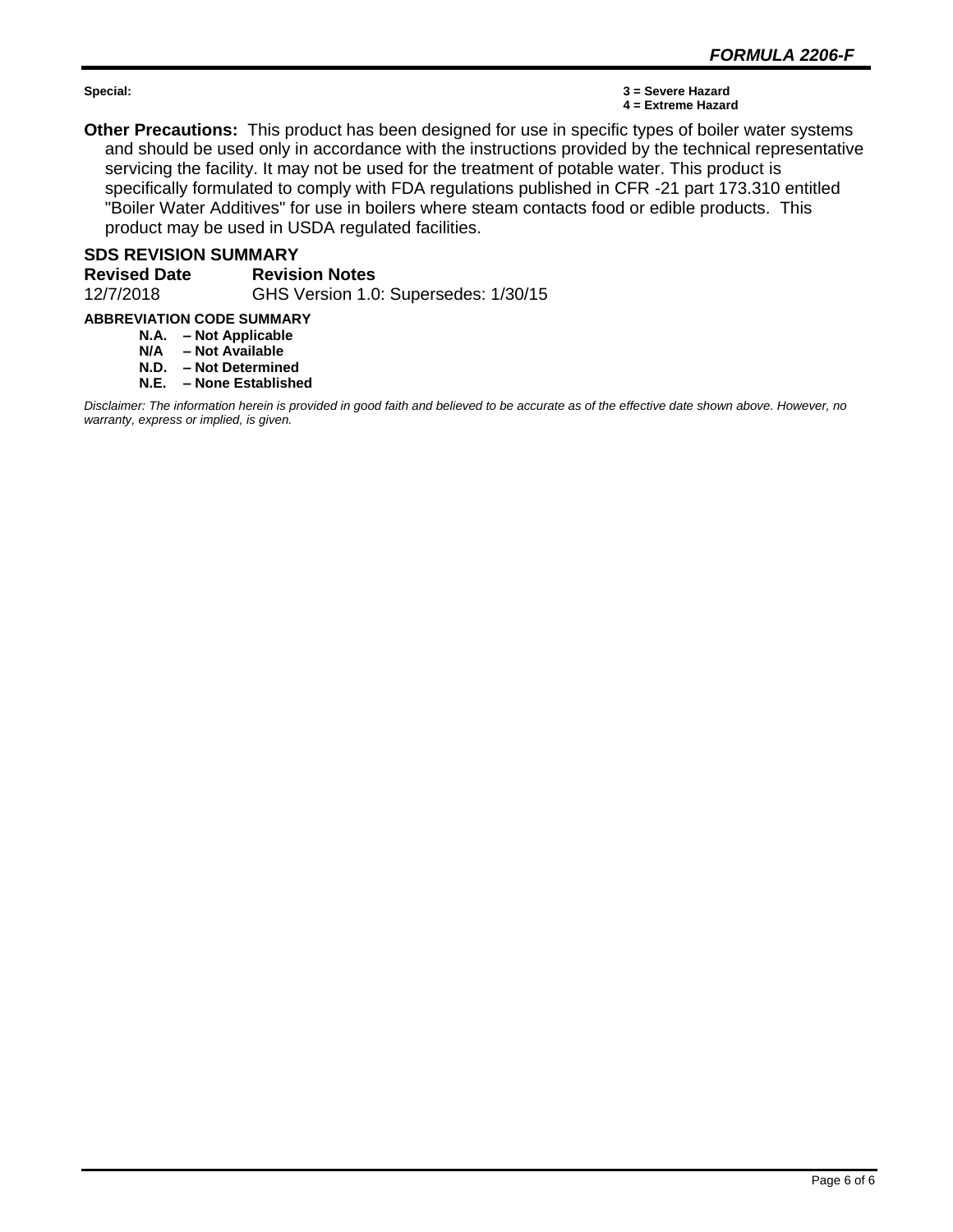**Special:**

**3 = Severe Hazard**
**4 = Extreme Hazard**

**Other Precautions:** This product has been designed for use in specific types of boiler water systems and should be used only in accordance with the instructions provided by the technical representative servicing the facility. It may not be used for the treatment of potable water. This product is specifically formulated to comply with FDA regulations published in CFR -21 part 173.310 entitled "Boiler Water Additives" for use in boilers where steam contacts food or edible products. This product may be used in USDA regulated facilities.

## SDS REVISION SUMMARY

| Revised Date | Revision Notes |
| --- | --- |
| 12/7/2018 | GHS Version 1.0: Supersedes: 1/30/15 |

**ABBREVIATION CODE SUMMARY**

- **N.A. – Not Applicable**
- **N/A – Not Available**
- **N.D. – Not Determined**
- **N.E. – None Established**

*Disclaimer: The information herein is provided in good faith and believed to be accurate as of the effective date shown above. However, no warranty, express or implied, is given.*